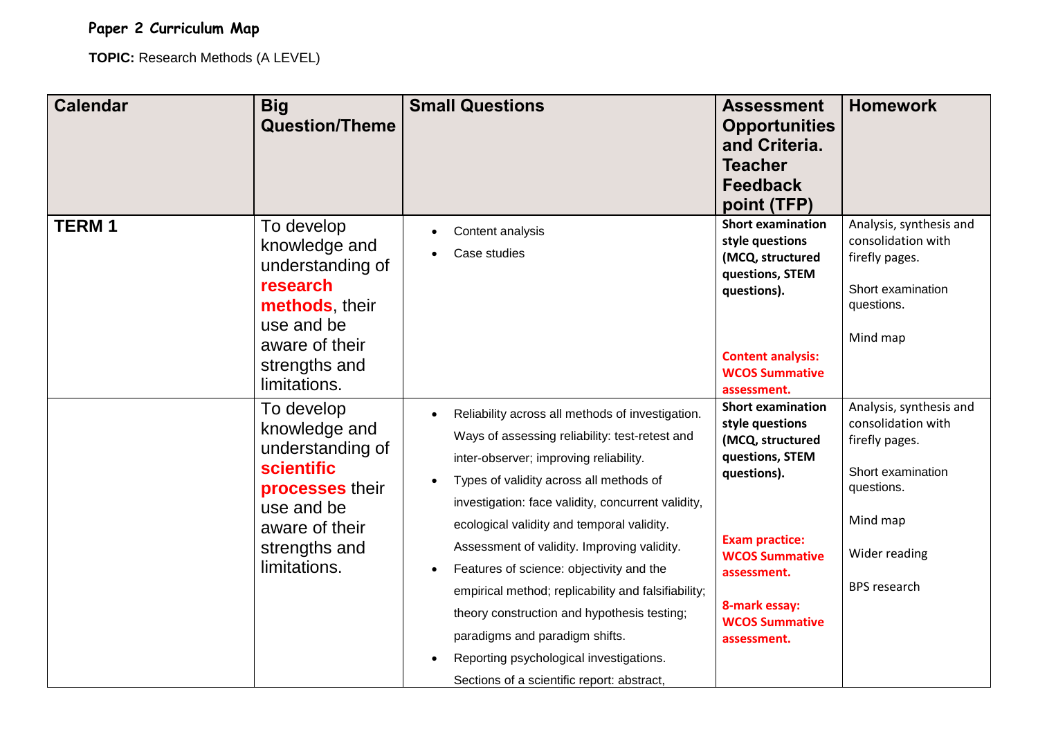**Paper 2 Curriculum Map**

**TOPIC:** Research Methods (A LEVEL)

| Calendar | Big Question/Theme | Small Questions | Assessment Opportunities and Criteria. Teacher Feedback point (TFP) | Homework |
|---|---|---|---|---|
| **TERM 1** | To develop knowledge and understanding of **research methods**, their use and be aware of their strengths and limitations. | • Content analysis<br>• Case studies | **Short examination style questions (MCQ, structured questions, STEM questions).**<br><br>**Content analysis: WCOS Summative assessment.** | Analysis, synthesis and consolidation with firefly pages.<br><br>Short examination questions.<br><br>Mind map |
| | To develop knowledge and understanding of **scientific processes** their use and be aware of their strengths and limitations. | • Reliability across all methods of investigation. Ways of assessing reliability: test-retest and inter-observer; improving reliability.<br>• Types of validity across all methods of investigation: face validity, concurrent validity, ecological validity and temporal validity. Assessment of validity. Improving validity.<br>• Features of science: objectivity and the empirical method; replicability and falsifiability; theory construction and hypothesis testing; paradigms and paradigm shifts.<br>• Reporting psychological investigations. Sections of a scientific report: abstract, | **Short examination style questions (MCQ, structured questions, STEM questions).**<br><br>**Exam practice: WCOS Summative assessment.**<br><br>**8-mark essay: WCOS Summative assessment.** | Analysis, synthesis and consolidation with firefly pages.<br><br>Short examination questions.<br><br>Mind map<br><br>Wider reading<br><br>BPS research |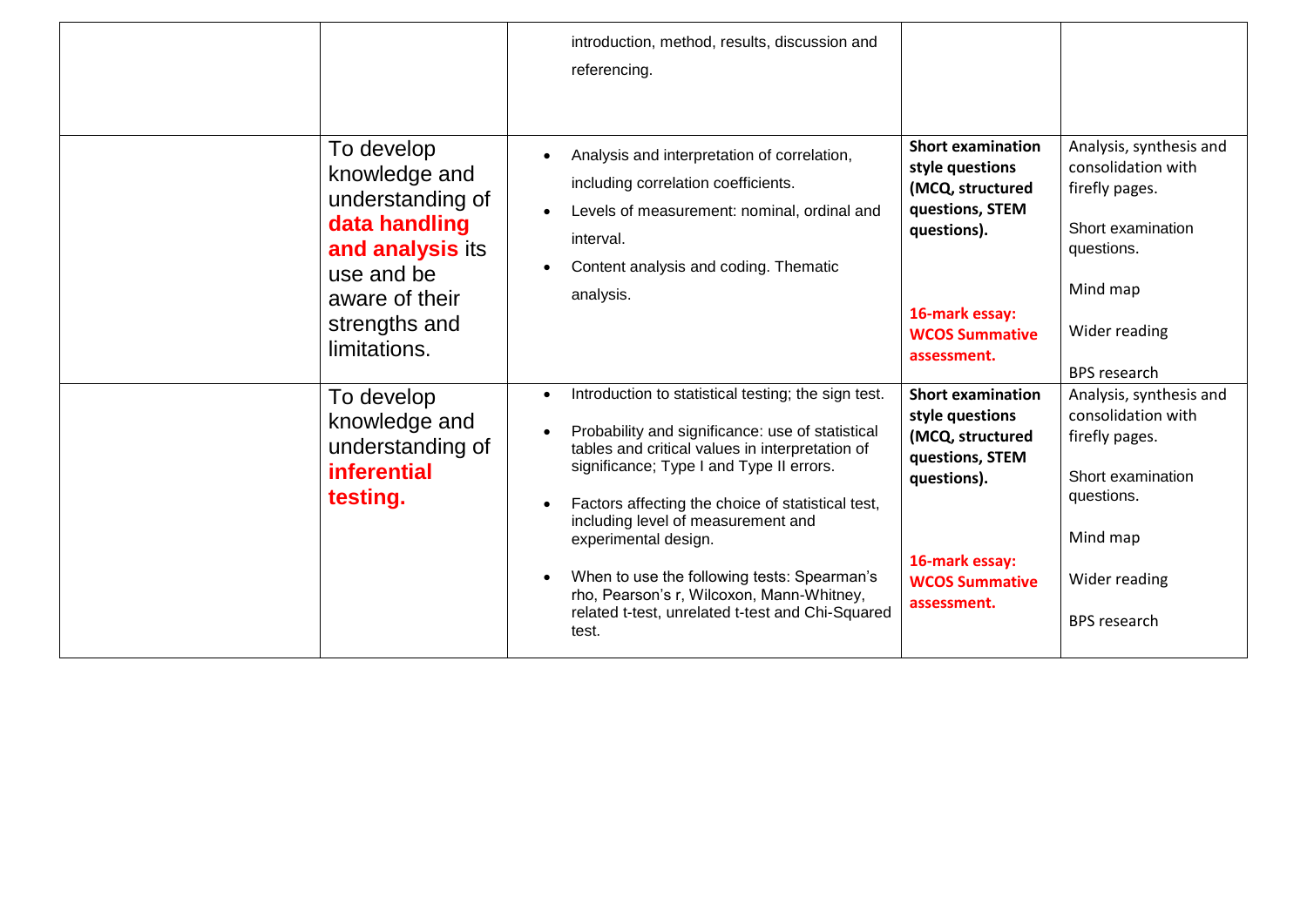| | | | | |
|---|---|---|---|---|
| | | introduction, method, results, discussion and referencing. | | |
| | To develop knowledge and understanding of **data handling and analysis** its use and be aware of their strengths and limitations. | • Analysis and interpretation of correlation, including correlation coefficients.<br>• Levels of measurement: nominal, ordinal and interval.<br>• Content analysis and coding. Thematic analysis. | **Short examination style questions (MCQ, structured questions, STEM questions).**<br><br>**16-mark essay: WCOS Summative assessment.** | Analysis, synthesis and consolidation with firefly pages.<br><br>Short examination questions.<br><br>Mind map<br><br>Wider reading<br><br>BPS research |
| | To develop knowledge and understanding of **inferential testing.** | • Introduction to statistical testing; the sign test.<br>• Probability and significance: use of statistical tables and critical values in interpretation of significance; Type I and Type II errors.<br>• Factors affecting the choice of statistical test, including level of measurement and experimental design.<br>• When to use the following tests: Spearman's rho, Pearson's r, Wilcoxon, Mann-Whitney, related t-test, unrelated t-test and Chi-Squared test. | **Short examination style questions (MCQ, structured questions, STEM questions).**<br><br>**16-mark essay: WCOS Summative assessment.** | Analysis, synthesis and consolidation with firefly pages.<br><br>Short examination questions.<br><br>Mind map<br><br>Wider reading<br><br>BPS research |